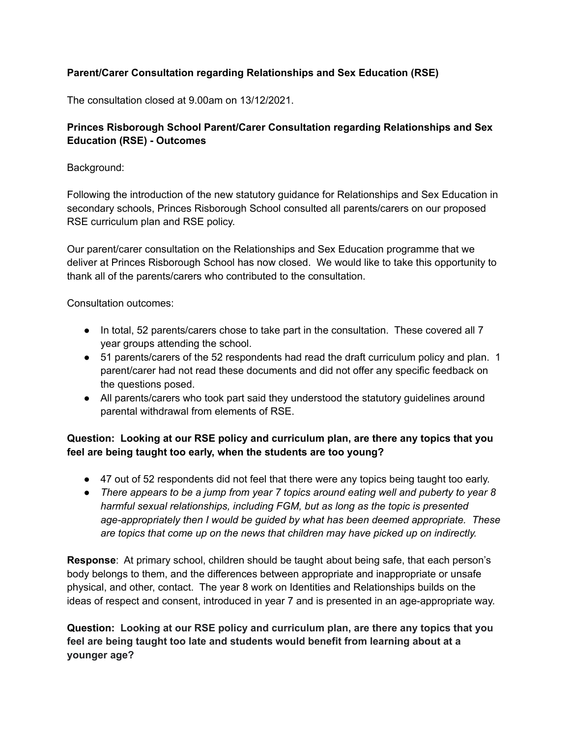**Parent/Carer Consultation regarding Relationships and Sex Education (RSE)**

The consultation closed at 9.00am on 13/12/2021.

**Princes Risborough School Parent/Carer Consultation regarding Relationships and Sex Education (RSE) - Outcomes**

Background:

Following the introduction of the new statutory guidance for Relationships and Sex Education in secondary schools, Princes Risborough School consulted all parents/carers on our proposed RSE curriculum plan and RSE policy.

Our parent/carer consultation on the Relationships and Sex Education programme that we deliver at Princes Risborough School has now closed. We would like to take this opportunity to thank all of the parents/carers who contributed to the consultation.

Consultation outcomes:

- In total, 52 parents/carers chose to take part in the consultation. These covered all 7 year groups attending the school.
- 51 parents/carers of the 52 respondents had read the draft curriculum policy and plan. 1 parent/carer had not read these documents and did not offer any specific feedback on the questions posed.
- All parents/carers who took part said they understood the statutory guidelines around parental withdrawal from elements of RSE.

**Question: Looking at our RSE policy and curriculum plan, are there any topics that you feel are being taught too early, when the students are too young?**

- 47 out of 52 respondents did not feel that there were any topics being taught too early.
- *There appears to be a jump from year 7 topics around eating well and puberty to year 8 harmful sexual relationships, including FGM, but as long as the topic is presented age-appropriately then I would be guided by what has been deemed appropriate. These are topics that come up on the news that children may have picked up on indirectly.*

**Response**: At primary school, children should be taught about being safe, that each person's body belongs to them, and the differences between appropriate and inappropriate or unsafe physical, and other, contact. The year 8 work on Identities and Relationships builds on the ideas of respect and consent, introduced in year 7 and is presented in an age-appropriate way.

**Question: Looking at our RSE policy and curriculum plan, are there any topics that you feel are being taught too late and students would benefit from learning about at a younger age?**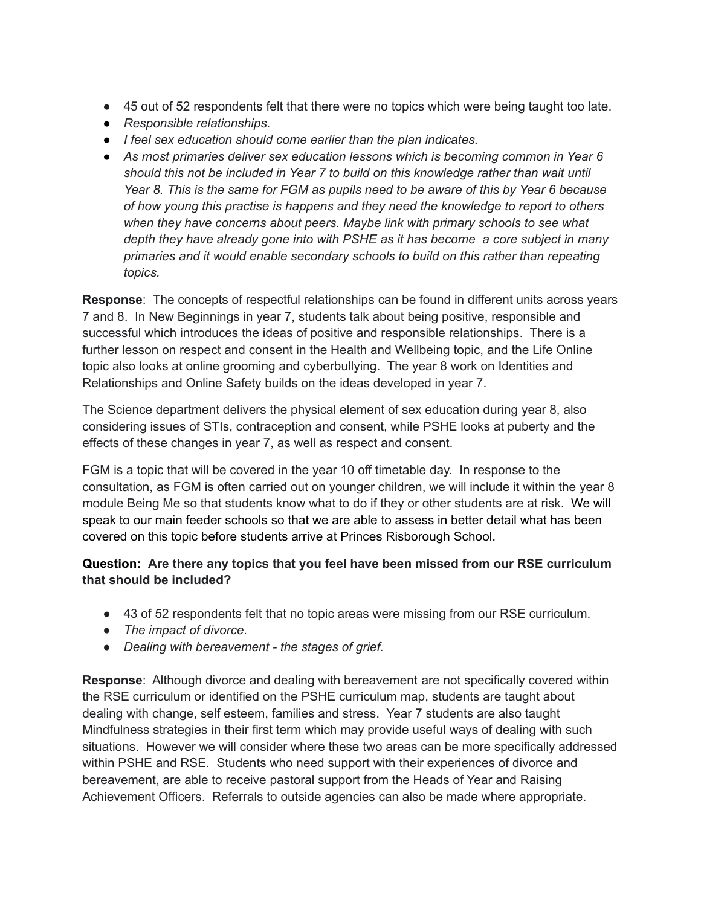- 45 out of 52 respondents felt that there were no topics which were being taught too late.
- *Responsible relationships.*
- *I feel sex education should come earlier than the plan indicates.*
- *As most primaries deliver sex education lessons which is becoming common in Year 6 should this not be included in Year 7 to build on this knowledge rather than wait until Year 8. This is the same for FGM as pupils need to be aware of this by Year 6 because of how young this practise is happens and they need the knowledge to report to others when they have concerns about peers. Maybe link with primary schools to see what depth they have already gone into with PSHE as it has become a core subject in many primaries and it would enable secondary schools to build on this rather than repeating topics.*

**Response**: The concepts of respectful relationships can be found in different units across years 7 and 8. In New Beginnings in year 7, students talk about being positive, responsible and successful which introduces the ideas of positive and responsible relationships. There is a further lesson on respect and consent in the Health and Wellbeing topic, and the Life Online topic also looks at online grooming and cyberbullying. The year 8 work on Identities and Relationships and Online Safety builds on the ideas developed in year 7.

The Science department delivers the physical element of sex education during year 8, also considering issues of STIs, contraception and consent, while PSHE looks at puberty and the effects of these changes in year 7, as well as respect and consent.

FGM is a topic that will be covered in the year 10 off timetable day. In response to the consultation, as FGM is often carried out on younger children, we will include it within the year 8 module Being Me so that students know what to do if they or other students are at risk. We will speak to our main feeder schools so that we are able to assess in better detail what has been covered on this topic before students arrive at Princes Risborough School.

**Question: Are there any topics that you feel have been missed from our RSE curriculum that should be included?**

- 43 of 52 respondents felt that no topic areas were missing from our RSE curriculum.
- *The impact of divorce.*
- *Dealing with bereavement - the stages of grief.*

**Response**: Although divorce and dealing with bereavement are not specifically covered within the RSE curriculum or identified on the PSHE curriculum map, students are taught about dealing with change, self esteem, families and stress. Year 7 students are also taught Mindfulness strategies in their first term which may provide useful ways of dealing with such situations. However we will consider where these two areas can be more specifically addressed within PSHE and RSE. Students who need support with their experiences of divorce and bereavement, are able to receive pastoral support from the Heads of Year and Raising Achievement Officers. Referrals to outside agencies can also be made where appropriate.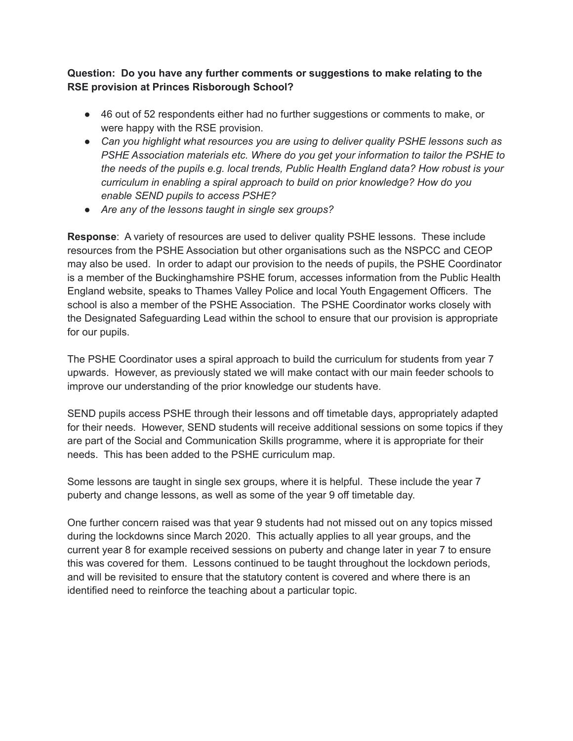**Question: Do you have any further comments or suggestions to make relating to the RSE provision at Princes Risborough School?**

- 46 out of 52 respondents either had no further suggestions or comments to make, or were happy with the RSE provision.
- *Can you highlight what resources you are using to deliver quality PSHE lessons such as PSHE Association materials etc. Where do you get your information to tailor the PSHE to the needs of the pupils e.g. local trends, Public Health England data? How robust is your curriculum in enabling a spiral approach to build on prior knowledge? How do you enable SEND pupils to access PSHE?*
- *Are any of the lessons taught in single sex groups?*

**Response**: A variety of resources are used to deliver quality PSHE lessons. These include resources from the PSHE Association but other organisations such as the NSPCC and CEOP may also be used. In order to adapt our provision to the needs of pupils, the PSHE Coordinator is a member of the Buckinghamshire PSHE forum, accesses information from the Public Health England website, speaks to Thames Valley Police and local Youth Engagement Officers. The school is also a member of the PSHE Association. The PSHE Coordinator works closely with the Designated Safeguarding Lead within the school to ensure that our provision is appropriate for our pupils.

The PSHE Coordinator uses a spiral approach to build the curriculum for students from year 7 upwards. However, as previously stated we will make contact with our main feeder schools to improve our understanding of the prior knowledge our students have.

SEND pupils access PSHE through their lessons and off timetable days, appropriately adapted for their needs. However, SEND students will receive additional sessions on some topics if they are part of the Social and Communication Skills programme, where it is appropriate for their needs. This has been added to the PSHE curriculum map.

Some lessons are taught in single sex groups, where it is helpful. These include the year 7 puberty and change lessons, as well as some of the year 9 off timetable day.

One further concern raised was that year 9 students had not missed out on any topics missed during the lockdowns since March 2020. This actually applies to all year groups, and the current year 8 for example received sessions on puberty and change later in year 7 to ensure this was covered for them. Lessons continued to be taught throughout the lockdown periods, and will be revisited to ensure that the statutory content is covered and where there is an identified need to reinforce the teaching about a particular topic.